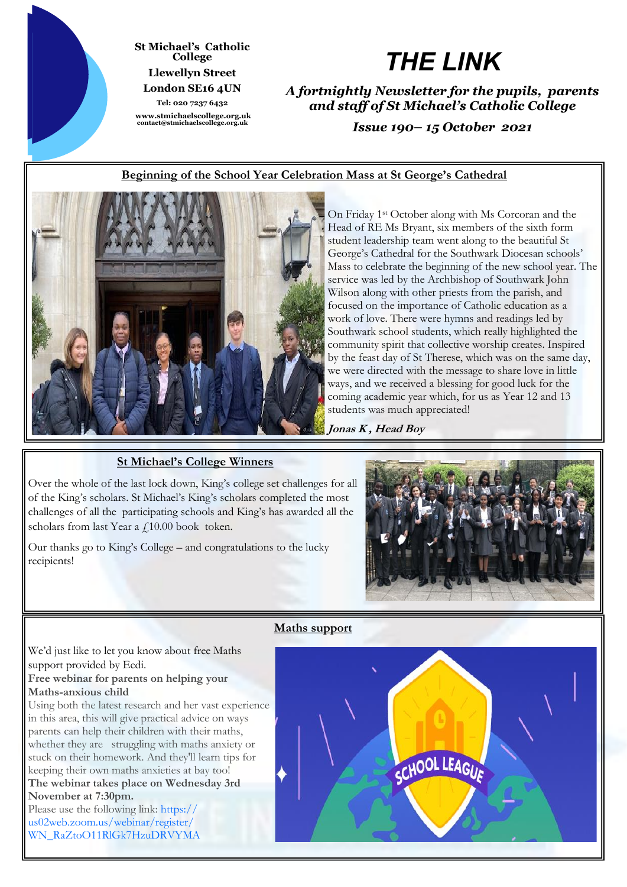**St Michael's Catholic College**
**Llewellyn Street**
**London SE16 4UN**
**Tel: 020 7237 6432**
**www.stmichaelscollege.org.uk**
**contact@stmichaelscollege.org.uk**

# THE LINK

***A fortnightly Newsletter for the pupils, parents and staff of St Michael's Catholic College***

***Issue 190– 15 October 2021***

## Beginning of the School Year Celebration Mass at St George's Cathedral

On Friday 1st October along with Ms Corcoran and the Head of RE Ms Bryant, six members of the sixth form student leadership team went along to the beautiful St George's Cathedral for the Southwark Diocesan schools' Mass to celebrate the beginning of the new school year. The service was led by the Archbishop of Southwark John Wilson along with other priests from the parish, and focused on the importance of Catholic education as a work of love. There were hymns and readings led by Southwark school students, which really highlighted the community spirit that collective worship creates. Inspired by the feast day of St Therese, which was on the same day, we were directed with the message to share love in little ways, and we received a blessing for good luck for the coming academic year which, for us as Year 12 and 13 students was much appreciated!

***Jonas K , Head Boy***

## St Michael's College Winners

Over the whole of the last lock down, King's college set challenges for all of the King's scholars. St Michael's King's scholars completed the most challenges of all the participating schools and King's has awarded all the scholars from last Year a £10.00 book token.

Our thanks go to King's College – and congratulations to the lucky recipients!

## Maths support

We'd just like to let you know about free Maths support provided by Eedi.

**Free webinar for parents on helping your Maths-anxious child**

Using both the latest research and her vast experience in this area, this will give practical advice on ways parents can help their children with their maths, whether they are struggling with maths anxiety or stuck on their homework. And they'll learn tips for keeping their own maths anxieties at bay too!

**The webinar takes place on Wednesday 3rd November at 7:30pm.**

Please use the following link: https://us02web.zoom.us/webinar/register/WN_RaZtoO11RlGk7HzuDRVYMA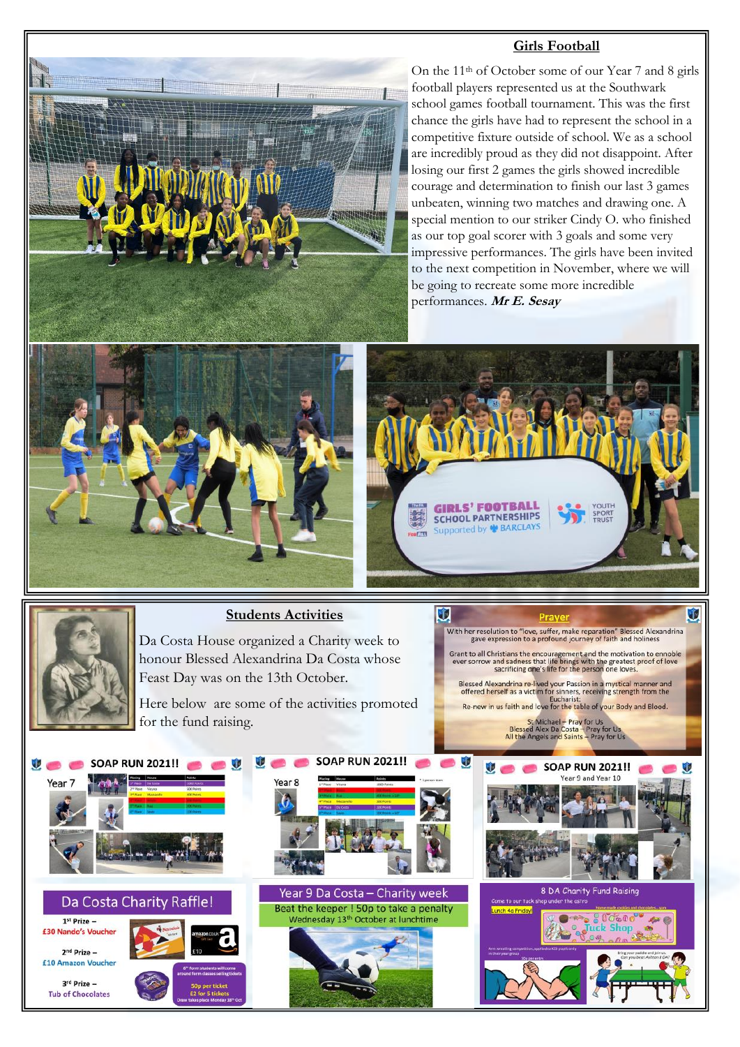## Girls Football

On the 11th of October some of our Year 7 and 8 girls football players represented us at the Southwark school games football tournament. This was the first chance the girls have had to represent the school in a competitive fixture outside of school. We as a school are incredibly proud as they did not disappoint. After losing our first 2 games the girls showed incredible courage and determination to finish our last 3 games unbeaten, winning two matches and drawing one. A special mention to our striker Cindy O. who finished as our top goal scorer with 3 goals and some very impressive performances. The girls have been invited to the next competition in November, where we will be going to recreate some more incredible performances. ***Mr E. Sesay***

## Students Activities

Da Costa House organized a Charity week to honour Blessed Alexandrina Da Costa whose Feast Day was on the 13th October.

Here below are some of the activities promoted for the fund raising.

### Prayer

With her resolution to "love, suffer, make reparation" Blessed Alexandrina gave expression to a profound journey of faith and holiness

Grant to all Christians the encouragement and the motivation to ennoble ever sorrow and sadness that life brings with the greatest proof of love sacrificing one's life for the person one loves.

Blessed Alexandrina re-lived your Passion in a mystical manner and offered herself as a victim for sinners, receiving strength from the Eucharist:
Re-new in us faith and love for the table of your Body and Blood.

St Michael – Pray for Us
Blessed Alex Da Costa – Pray for Us
All the Angels and Saints – Pray for Us

### SOAP RUN 2021!!

Year 7

### SOAP RUN 2021!!

Year 8

### SOAP RUN 2021!!

Year 9 and Year 10

### Da Costa Charity Raffle!

1st Prize – £30 Nando's Voucher

2nd Prize – £10 Amazon Voucher

3rd Prize – Tub of Chocolates

6th form students will come around form classes selling tickets

50p per ticket
£2 for 5 tickets
Draw takes place Monday 18th Oct

### Year 9 Da Costa – Charity week

Beat the keeper ! 50p to take a penalty
Wednesday 13th October at lunchtime

### 8 DA Charity Fund Raising

Come to our tuck shop under the astro

Lunch 4a Friday!

Tuck Shop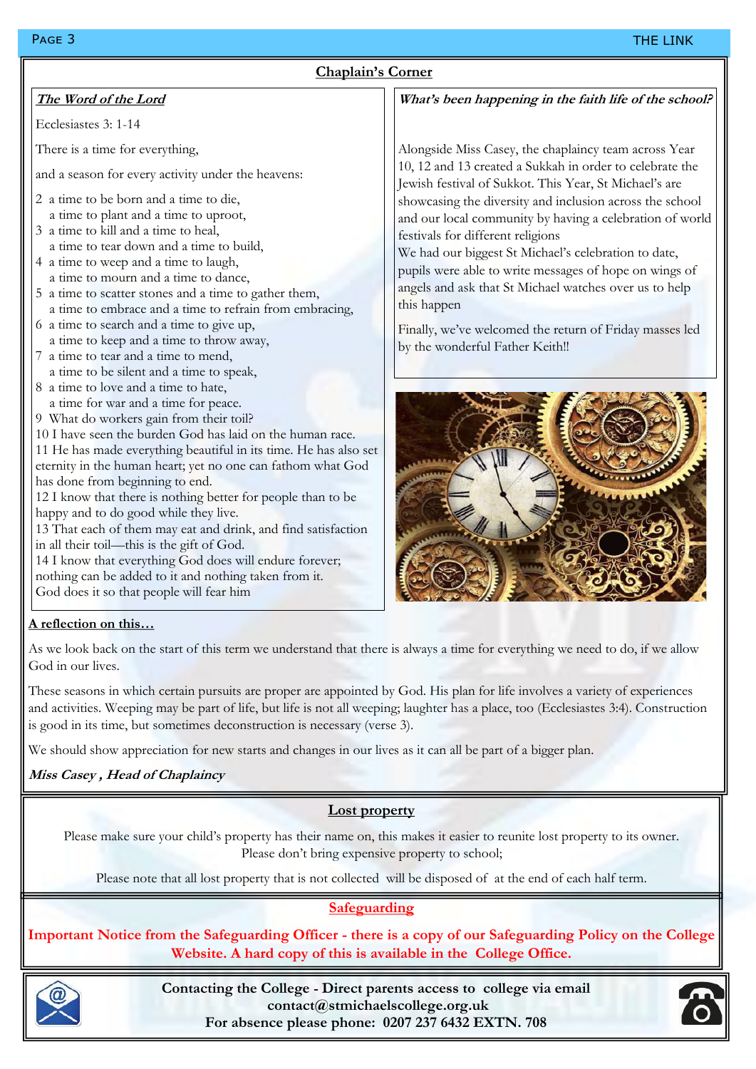## Chaplain's Corner

***The Word of the Lord***

Ecclesiastes 3: 1-14

There is a time for everything,

and a season for every activity under the heavens:

2 a time to be born and a time to die,
a time to plant and a time to uproot,
3 a time to kill and a time to heal,
a time to tear down and a time to build,
4 a time to weep and a time to laugh,
a time to mourn and a time to dance,
5 a time to scatter stones and a time to gather them,
a time to embrace and a time to refrain from embracing,
6 a time to search and a time to give up,
a time to keep and a time to throw away,
7 a time to tear and a time to mend,
a time to be silent and a time to speak,
8 a time to love and a time to hate,
a time for war and a time for peace.
9 What do workers gain from their toil?
10 I have seen the burden God has laid on the human race.
11 He has made everything beautiful in its time. He has also set eternity in the human heart; yet no one can fathom what God has done from beginning to end.
12 I know that there is nothing better for people than to be happy and to do good while they live.
13 That each of them may eat and drink, and find satisfaction in all their toil—this is the gift of God.
14 I know that everything God does will endure forever; nothing can be added to it and nothing taken from it.
God does it so that people will fear him

***What's been happening in the faith life of the school?***

Alongside Miss Casey, the chaplaincy team across Year 10, 12 and 13 created a Sukkah in order to celebrate the Jewish festival of Sukkot. This Year, St Michael's are showcasing the diversity and inclusion across the school and our local community by having a celebration of world festivals for different religions
We had our biggest St Michael's celebration to date, pupils were able to write messages of hope on wings of angels and ask that St Michael watches over us to help this happen

Finally, we've welcomed the return of Friday masses led by the wonderful Father Keith!!

**A reflection on this…**

As we look back on the start of this term we understand that there is always a time for everything we need to do, if we allow God in our lives.

These seasons in which certain pursuits are proper are appointed by God. His plan for life involves a variety of experiences and activities. Weeping may be part of life, but life is not all weeping; laughter has a place, too (Ecclesiastes 3:4). Construction is good in its time, but sometimes deconstruction is necessary (verse 3).

We should show appreciation for new starts and changes in our lives as it can all be part of a bigger plan.

***Miss Casey , Head of Chaplaincy***

## Lost property

Please make sure your child's property has their name on, this makes it easier to reunite lost property to its owner. Please don't bring expensive property to school;

Please note that all lost property that is not collected will be disposed of at the end of each half term.

## Safeguarding

**Important Notice from the Safeguarding Officer - there is a copy of our Safeguarding Policy on the College Website. A hard copy of this is available in the College Office.**

**Contacting the College - Direct parents access to college via email contact@stmichaelscollege.org.uk**
**For absence please phone: 0207 237 6432 EXTN. 708**